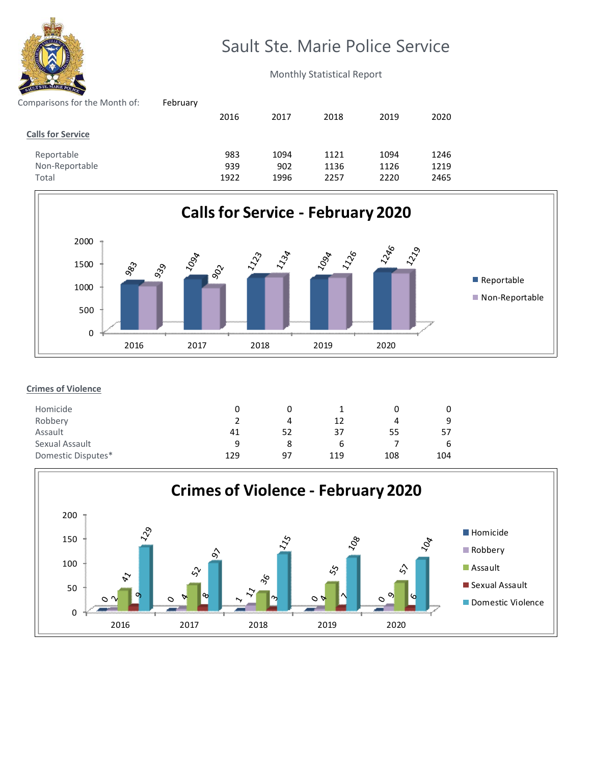# Sault Ste. Marie Police Service

Monthly Statistical Report

Comparisons for the Month of: February

| | 2016 | 2017 | 2018 | 2019 | 2020 |
|---|---|---|---|---|---|
| **Calls for Service** | | | | | |
| Reportable | 983 | 1094 | 1121 | 1094 | 1246 |
| Non-Reportable | 939 | 902 | 1136 | 1126 | 1219 |
| Total | 1922 | 1996 | 2257 | 2220 | 2465 |

**Calls for Service - February 2020**

**Crimes of Violence**

| | 2016 | 2017 | 2018 | 2019 | 2020 |
|---|---|---|---|---|---|
| Homicide | 0 | 0 | 1 | 0 | 0 |
| Robbery | 2 | 4 | 12 | 4 | 9 |
| Assault | 41 | 52 | 37 | 55 | 57 |
| Sexual Assault | 9 | 8 | 6 | 7 | 6 |
| Domestic Disputes* | 129 | 97 | 119 | 108 | 104 |

**Crimes of Violence - February 2020**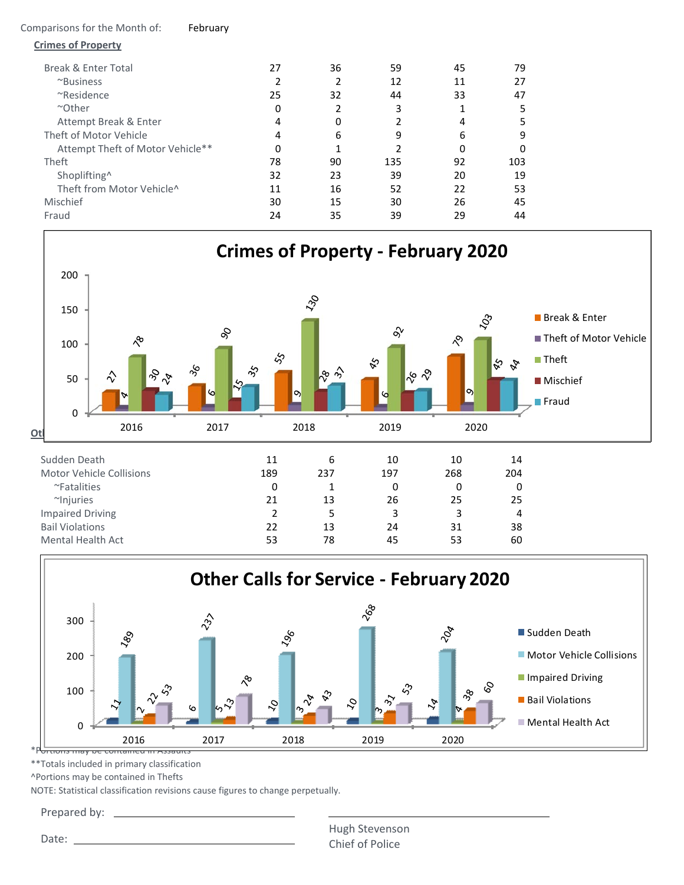Comparisons for the Month of: February

**Crimes of Property**

| | | | | | |
|---|---|---|---|---|---|
| Break & Enter Total | 27 | 36 | 59 | 45 | 79 |
| ~Business | 2 | 2 | 12 | 11 | 27 |
| ~Residence | 25 | 32 | 44 | 33 | 47 |
| ~Other | 0 | 2 | 3 | 1 | 5 |
| Attempt Break & Enter | 4 | 0 | 2 | 4 | 5 |
| Theft of Motor Vehicle | 4 | 6 | 9 | 6 | 9 |
| Attempt Theft of Motor Vehicle** | 0 | 1 | 2 | 0 | 0 |
| Theft | 78 | 90 | 135 | 92 | 103 |
| Shoplifting^ | 32 | 23 | 39 | 20 | 19 |
| Theft from Motor Vehicle^ | 11 | 16 | 52 | 22 | 53 |
| Mischief | 30 | 15 | 30 | 26 | 45 |
| Fraud | 24 | 35 | 39 | 29 | 44 |

Crimes of Property - February 2020

200
150
100
50
0

2016: 27, 4, 78, 30, 24
2017: 36, 6, 90, 15, 35
2018: 55, 9, 130, 28, 37
2019: 45, 6, 92, 26, 29
2020: 79, 9, 103, 45, 44

Break & Enter
Theft of Motor Vehicle
Theft
Mischief
Fraud

**Ot**

| | | | | | |
|---|---|---|---|---|---|
| Sudden Death | 11 | 6 | 10 | 10 | 14 |
| Motor Vehicle Collisions | 189 | 237 | 197 | 268 | 204 |
| ~Fatalities | 0 | 1 | 0 | 0 | 0 |
| ~Injuries | 21 | 13 | 26 | 25 | 25 |
| Impaired Driving | 2 | 5 | 3 | 3 | 4 |
| Bail Violations | 22 | 13 | 24 | 31 | 38 |
| Mental Health Act | 53 | 78 | 45 | 53 | 60 |

Other Calls for Service - February 2020

300
200
100
0

2016: 11, 189, 2, 22, 53
2017: 6, 237, 5, 13, 78
2018: 10, 196, 3, 24, 43
2019: 10, 268, 3, 31, 53
2020: 14, 204, 4, 38, 60

Sudden Death
Motor Vehicle Collisions
Impaired Driving
Bail Violations
Mental Health Act

*Portions may be contained in Assaults
**Totals included in primary classification
^Portions may be contained in Thefts
NOTE: Statistical classification revisions cause figures to change perpetually.

Prepared by: ______________________

Date: ______________________

______________________
Hugh Stevenson
Chief of Police